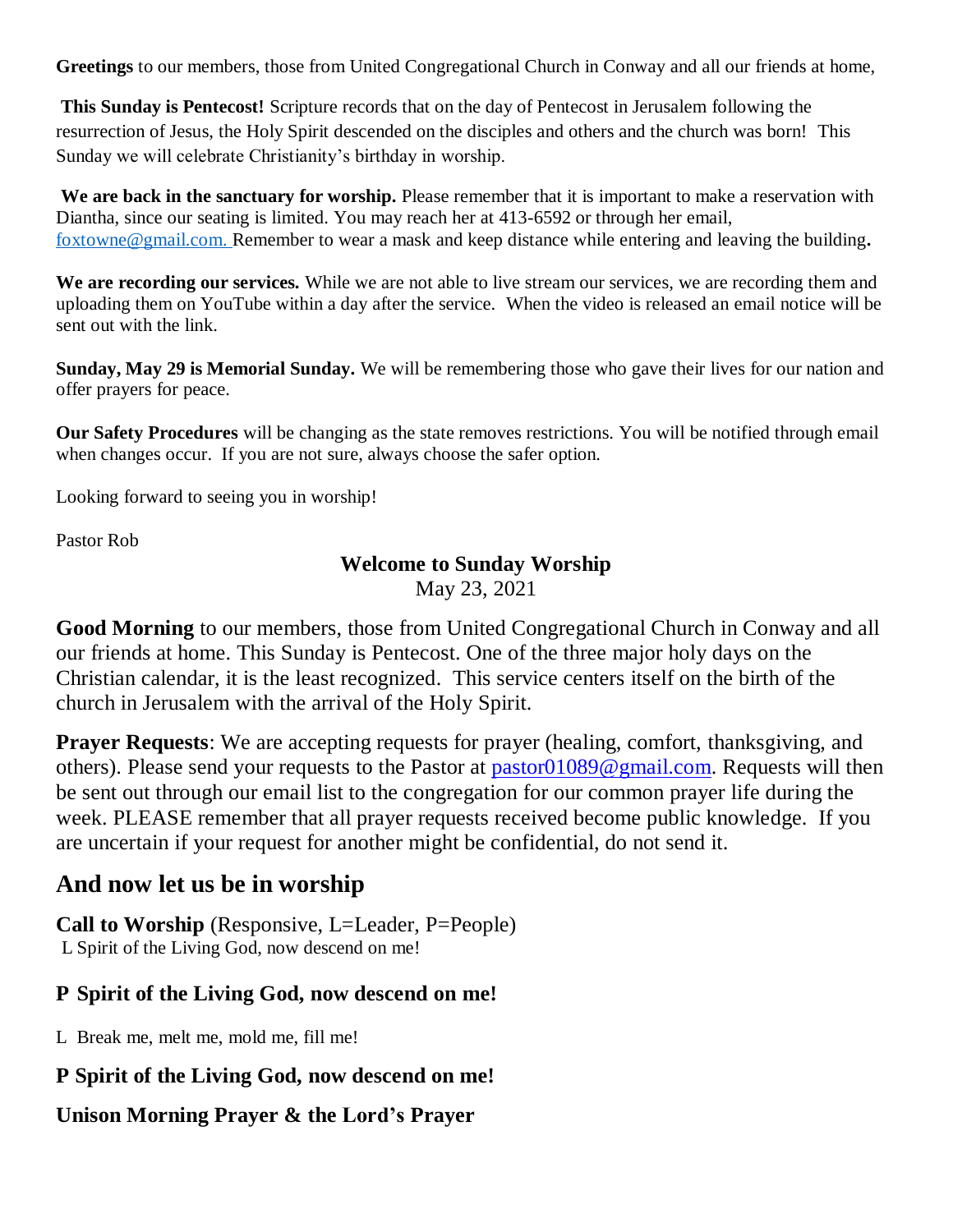**Greetings** to our members, those from United Congregational Church in Conway and all our friends at home,

**This Sunday is Pentecost!** Scripture records that on the day of Pentecost in Jerusalem following the resurrection of Jesus, the Holy Spirit descended on the disciples and others and the church was born! This Sunday we will celebrate Christianity's birthday in worship.

**We are back in the sanctuary for worship.** Please remember that it is important to make a reservation with Diantha, since our seating is limited. You may reach her at 413-6592 or through her email, foxtowne@gmail.com. Remember to wear a mask and keep distance while entering and leaving the building**.**

**We are recording our services.** While we are not able to live stream our services, we are recording them and uploading them on YouTube within a day after the service. When the video is released an email notice will be sent out with the link.

**Sunday, May 29 is Memorial Sunday.** We will be remembering those who gave their lives for our nation and offer prayers for peace.

**Our Safety Procedures** will be changing as the state removes restrictions. You will be notified through email when changes occur. If you are not sure, always choose the safer option.

Looking forward to seeing you in worship!

Pastor Rob

**Welcome to Sunday Worship**

May 23, 2021

**Good Morning** to our members, those from United Congregational Church in Conway and all our friends at home. This Sunday is Pentecost. One of the three major holy days on the Christian calendar, it is the least recognized. This service centers itself on the birth of the church in Jerusalem with the arrival of the Holy Spirit.

**Prayer Requests**: We are accepting requests for prayer (healing, comfort, thanksgiving, and others). Please send your requests to the Pastor at pastor01089@gmail.com. Requests will then be sent out through our email list to the congregation for our common prayer life during the week. PLEASE remember that all prayer requests received become public knowledge. If you are uncertain if your request for another might be confidential, do not send it.

## And now let us be in worship

**Call to Worship** (Responsive, L=Leader, P=People)

L Spirit of the Living God, now descend on me!

**P Spirit of the Living God, now descend on me!**

L Break me, melt me, mold me, fill me!

**P Spirit of the Living God, now descend on me!**

**Unison Morning Prayer & the Lord's Prayer**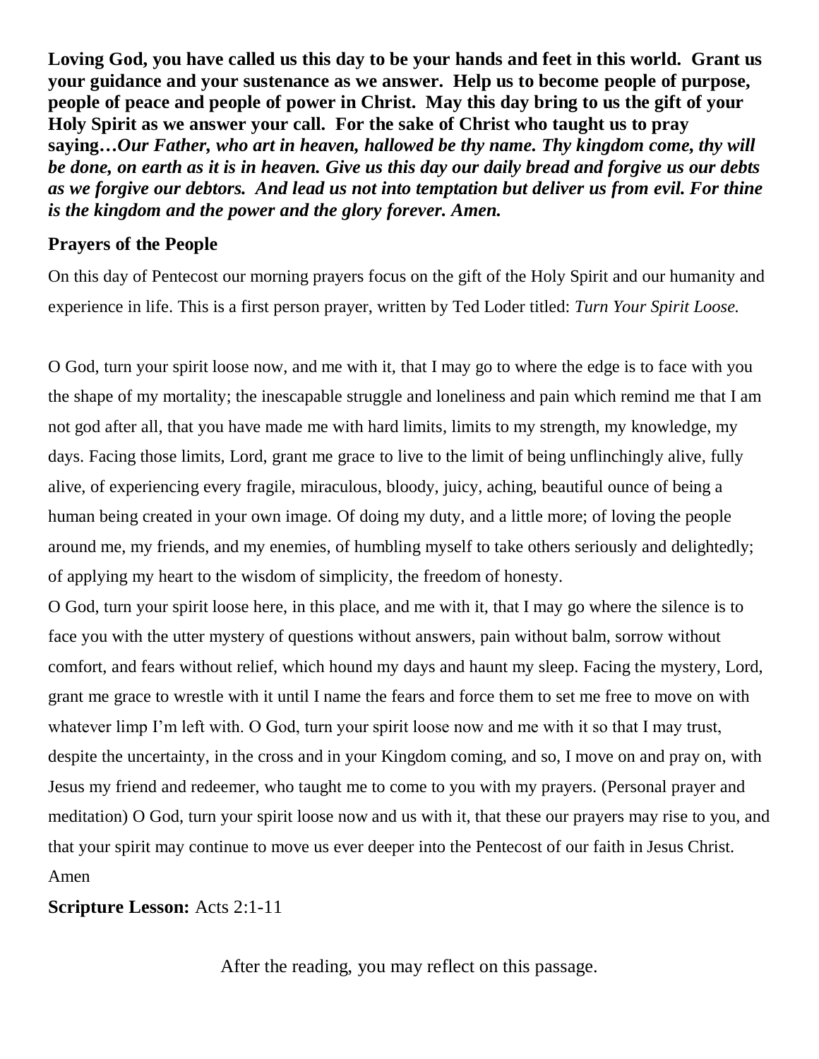**Loving God, you have called us this day to be your hands and feet in this world. Grant us your guidance and your sustenance as we answer. Help us to become people of purpose, people of peace and people of power in Christ. May this day bring to us the gift of your Holy Spirit as we answer your call. For the sake of Christ who taught us to pray saying…*Our Father, who art in heaven, hallowed be thy name. Thy kingdom come, thy will be done, on earth as it is in heaven. Give us this day our daily bread and forgive us our debts as we forgive our debtors. And lead us not into temptation but deliver us from evil. For thine is the kingdom and the power and the glory forever. Amen.***

**Prayers of the People**

On this day of Pentecost our morning prayers focus on the gift of the Holy Spirit and our humanity and experience in life. This is a first person prayer, written by Ted Loder titled: *Turn Your Spirit Loose.*

O God, turn your spirit loose now, and me with it, that I may go to where the edge is to face with you the shape of my mortality; the inescapable struggle and loneliness and pain which remind me that I am not god after all, that you have made me with hard limits, limits to my strength, my knowledge, my days. Facing those limits, Lord, grant me grace to live to the limit of being unflinchingly alive, fully alive, of experiencing every fragile, miraculous, bloody, juicy, aching, beautiful ounce of being a human being created in your own image. Of doing my duty, and a little more; of loving the people around me, my friends, and my enemies, of humbling myself to take others seriously and delightedly; of applying my heart to the wisdom of simplicity, the freedom of honesty.

O God, turn your spirit loose here, in this place, and me with it, that I may go where the silence is to face you with the utter mystery of questions without answers, pain without balm, sorrow without comfort, and fears without relief, which hound my days and haunt my sleep. Facing the mystery, Lord, grant me grace to wrestle with it until I name the fears and force them to set me free to move on with whatever limp I'm left with. O God, turn your spirit loose now and me with it so that I may trust, despite the uncertainty, in the cross and in your Kingdom coming, and so, I move on and pray on, with Jesus my friend and redeemer, who taught me to come to you with my prayers. (Personal prayer and meditation) O God, turn your spirit loose now and us with it, that these our prayers may rise to you, and that your spirit may continue to move us ever deeper into the Pentecost of our faith in Jesus Christ. Amen

**Scripture Lesson:** Acts 2:1-11

After the reading, you may reflect on this passage.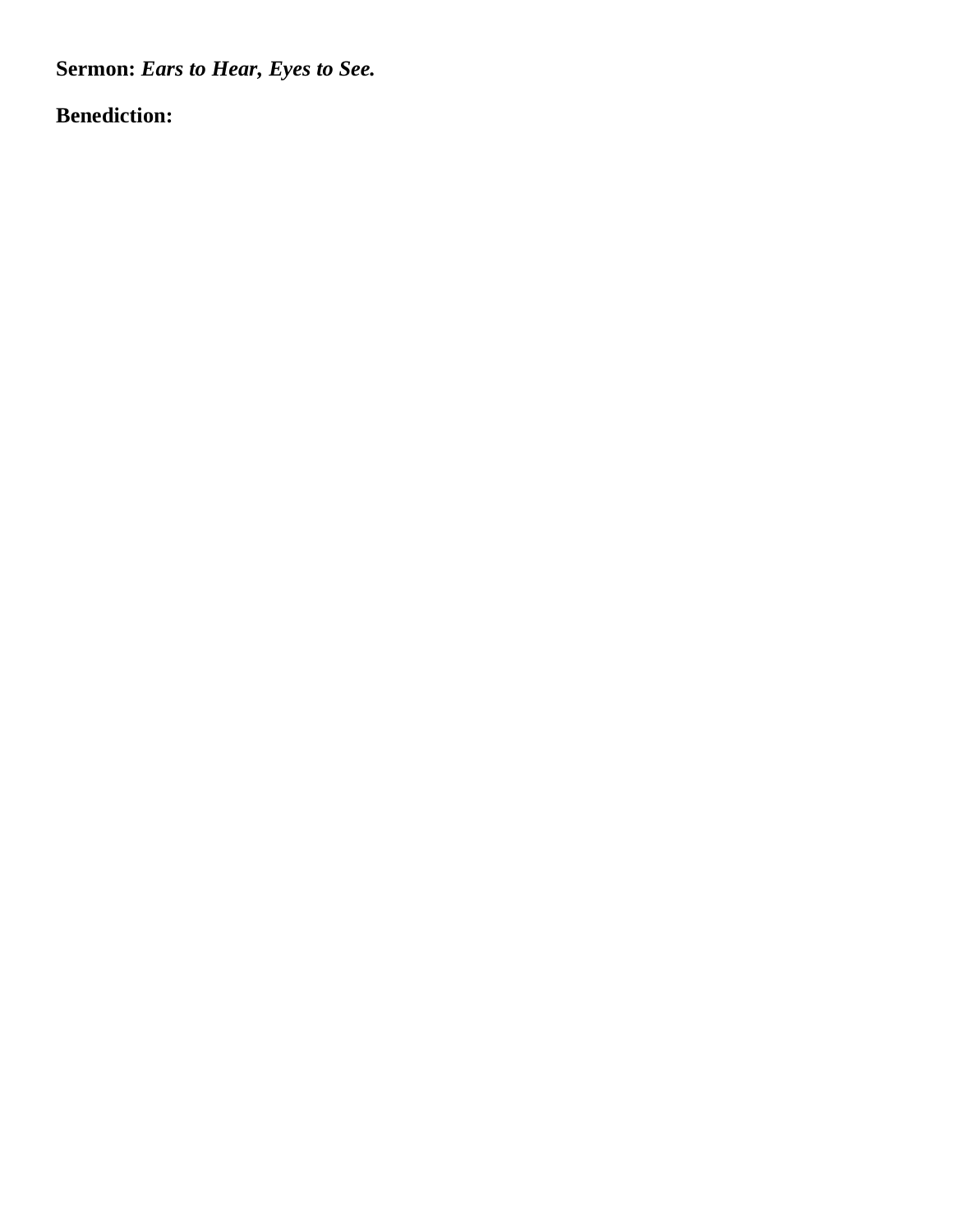**Sermon:** ***Ears to Hear, Eyes to See.***

**Benediction:**